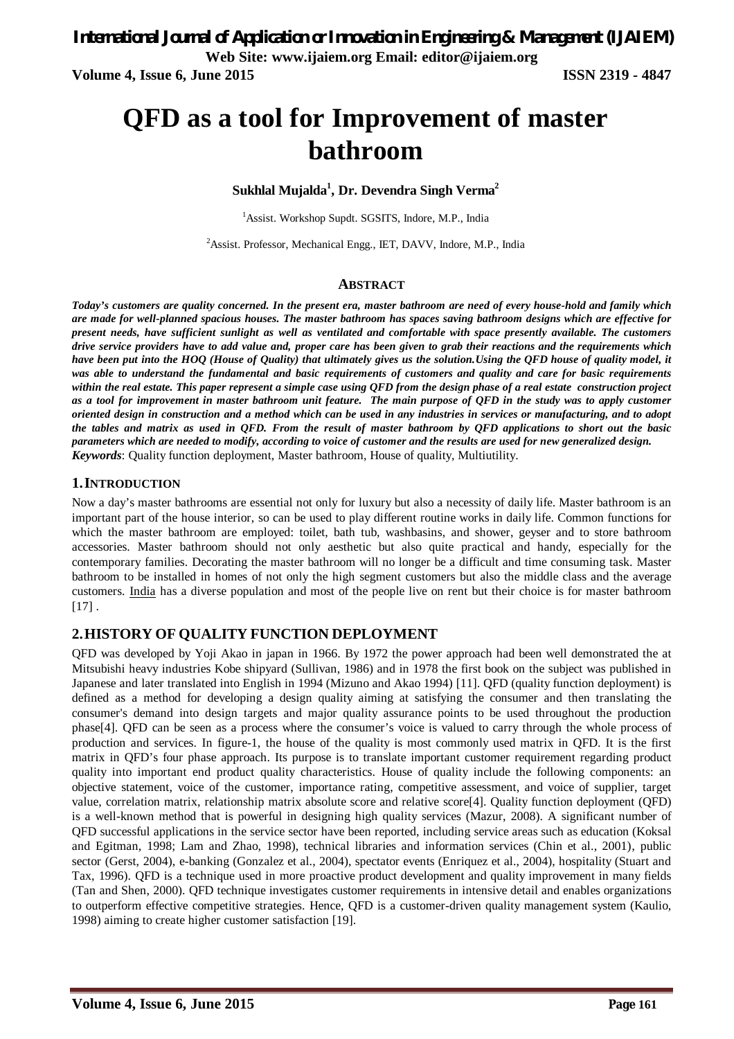# QFD as a tool for Improvement of master bathroom

**Sukhlal Mujalda[1], Dr. Devendra Singh Verma[2]**

[1]Assist. Workshop Supdt. SGSITS, Indore, M.P., India

[2]Assist. Professor, Mechanical Engg., IET, DAVV, Indore, M.P., India

## ABSTRACT

***Today's customers are quality concerned. In the present era, master bathroom are need of every house-hold and family which are made for well-planned spacious houses. The master bathroom has spaces saving bathroom designs which are effective for present needs, have sufficient sunlight as well as ventilated and comfortable with space presently available. The customers drive service providers have to add value and, proper care has been given to grab their reactions and the requirements which have been put into the HOQ (House of Quality) that ultimately gives us the solution.Using the QFD house of quality model, it was able to understand the fundamental and basic requirements of customers and quality and care for basic requirements within the real estate. This paper represent a simple case using QFD from the design phase of a real estate construction project as a tool for improvement in master bathroom unit feature. The main purpose of QFD in the study was to apply customer oriented design in construction and a method which can be used in any industries in services or manufacturing, and to adopt the tables and matrix as used in QFD. From the result of master bathroom by QFD applications to short out the basic parameters which are needed to modify, according to voice of customer and the results are used for new generalized design.***

***Keywords***: Quality function deployment, Master bathroom, House of quality, Multiutility.

## 1. INTRODUCTION

Now a day's master bathrooms are essential not only for luxury but also a necessity of daily life. Master bathroom is an important part of the house interior, so can be used to play different routine works in daily life. Common functions for which the master bathroom are employed: toilet, bath tub, washbasins, and shower, geyser and to store bathroom accessories. Master bathroom should not only aesthetic but also quite practical and handy, especially for the contemporary families. Decorating the master bathroom will no longer be a difficult and time consuming task. Master bathroom to be installed in homes of not only the high segment customers but also the middle class and the average customers. India has a diverse population and most of the people live on rent but their choice is for master bathroom [17] .

## 2. HISTORY OF QUALITY FUNCTION DEPLOYMENT

QFD was developed by Yoji Akao in japan in 1966. By 1972 the power approach had been well demonstrated the at Mitsubishi heavy industries Kobe shipyard (Sullivan, 1986) and in 1978 the first book on the subject was published in Japanese and later translated into English in 1994 (Mizuno and Akao 1994) [11]. QFD (quality function deployment) is defined as a method for developing a design quality aiming at satisfying the consumer and then translating the consumer's demand into design targets and major quality assurance points to be used throughout the production phase[4]. QFD can be seen as a process where the consumer's voice is valued to carry through the whole process of production and services. In figure-1, the house of the quality is most commonly used matrix in QFD. It is the first matrix in QFD's four phase approach. Its purpose is to translate important customer requirement regarding product quality into important end product quality characteristics. House of quality include the following components: an objective statement, voice of the customer, importance rating, competitive assessment, and voice of supplier, target value, correlation matrix, relationship matrix absolute score and relative score[4]. Quality function deployment (QFD) is a well-known method that is powerful in designing high quality services (Mazur, 2008). A significant number of QFD successful applications in the service sector have been reported, including service areas such as education (Koksal and Egitman, 1998; Lam and Zhao, 1998), technical libraries and information services (Chin et al., 2001), public sector (Gerst, 2004), e-banking (Gonzalez et al., 2004), spectator events (Enriquez et al., 2004), hospitality (Stuart and Tax, 1996). QFD is a technique used in more proactive product development and quality improvement in many fields (Tan and Shen, 2000). QFD technique investigates customer requirements in intensive detail and enables organizations to outperform effective competitive strategies. Hence, QFD is a customer-driven quality management system (Kaulio, 1998) aiming to create higher customer satisfaction [19].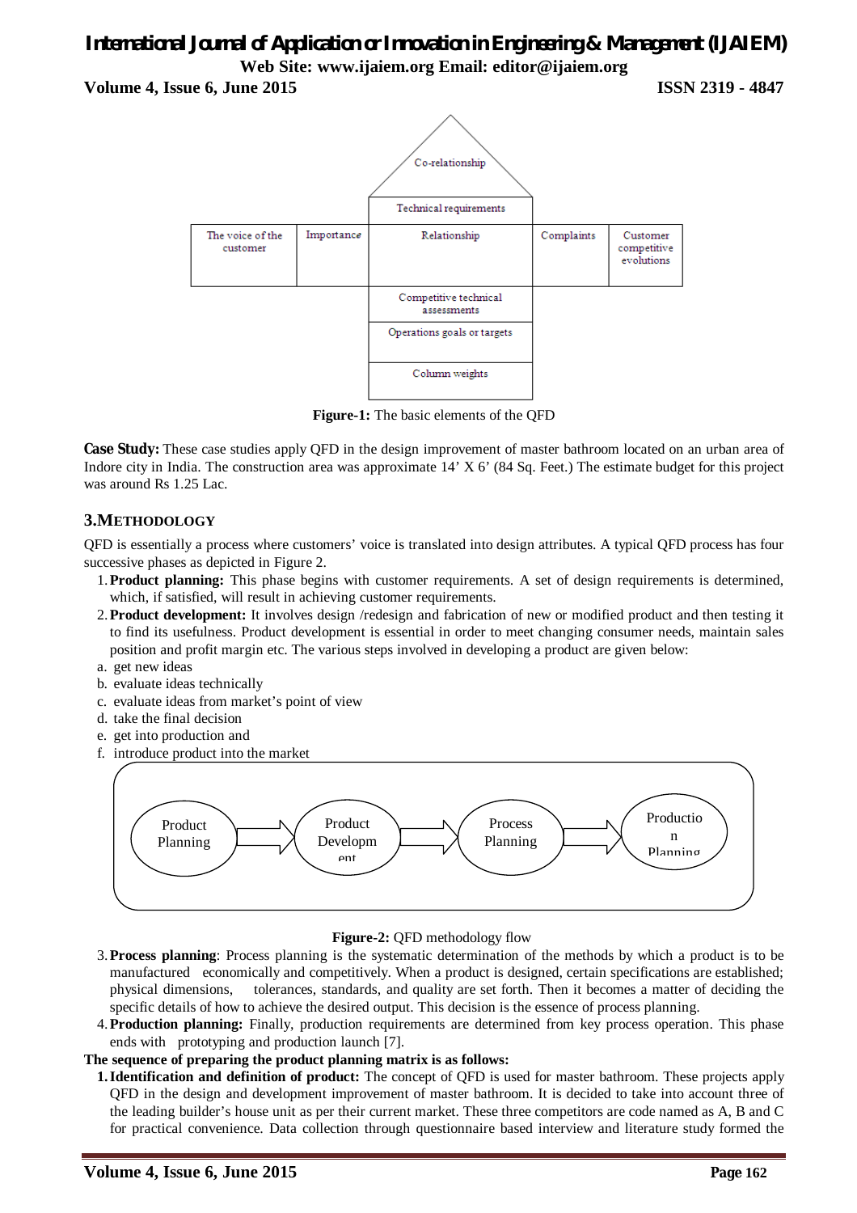| | | Co-relationship | | |
|---|---|---|---|---|
| | | Technical requirements | | |
| The voice of the customer | Importance | Relationship | Complaints | Customer competitive evolutions |
| | | Competitive technical assessments | | |
| | | Operations goals or targets | | |
| | | Column weights | | |

**Figure-1:** The basic elements of the QFD

**Case Study:** These case studies apply QFD in the design improvement of master bathroom located on an urban area of Indore city in India. The construction area was approximate 14' X 6' (84 Sq. Feet.) The estimate budget for this project was around Rs 1.25 Lac.

## 3.METHODOLOGY

QFD is essentially a process where customers' voice is translated into design attributes. A typical QFD process has four successive phases as depicted in Figure 2.

1. **Product planning:** This phase begins with customer requirements. A set of design requirements is determined, which, if satisfied, will result in achieving customer requirements.
2. **Product development:** It involves design /redesign and fabrication of new or modified product and then testing it to find its usefulness. Product development is essential in order to meet changing consumer needs, maintain sales position and profit margin etc. The various steps involved in developing a product are given below:
   a. get new ideas
   b. evaluate ideas technically
   c. evaluate ideas from market's point of view
   d. take the final decision
   e. get into production and
   f. introduce product into the market

Product Planning → Product Development → Process Planning → Production Planning

**Figure-2:** QFD methodology flow

3. **Process planning**: Process planning is the systematic determination of the methods by which a product is to be manufactured economically and competitively. When a product is designed, certain specifications are established; physical dimensions, tolerances, standards, and quality are set forth. Then it becomes a matter of deciding the specific details of how to achieve the desired output. This decision is the essence of process planning.
4. **Production planning:** Finally, production requirements are determined from key process operation. This phase ends with prototyping and production launch [7].

**The sequence of preparing the product planning matrix is as follows:**

1. **Identification and definition of product:** The concept of QFD is used for master bathroom. These projects apply QFD in the design and development improvement of master bathroom. It is decided to take into account three of the leading builder's house unit as per their current market. These three competitors are code named as A, B and C for practical convenience. Data collection through questionnaire based interview and literature study formed the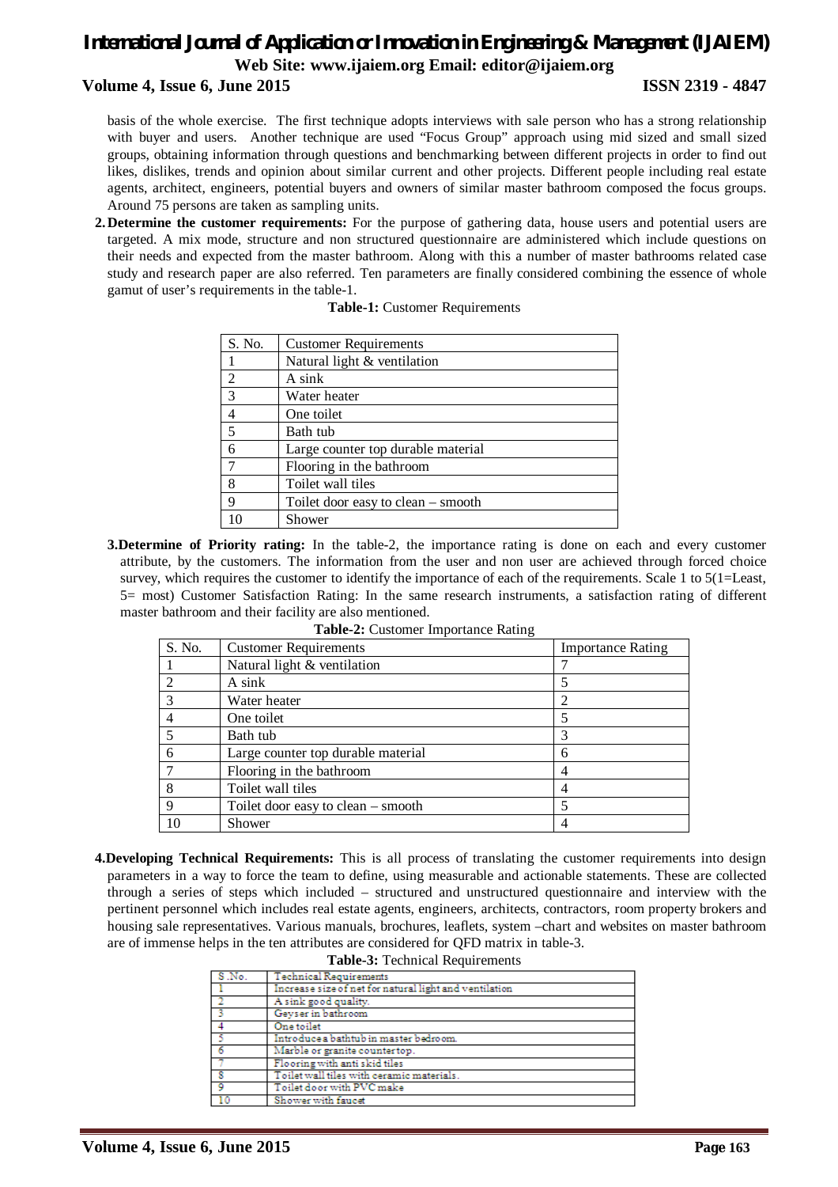basis of the whole exercise. The first technique adopts interviews with sale person who has a strong relationship with buyer and users. Another technique are used "Focus Group" approach using mid sized and small sized groups, obtaining information through questions and benchmarking between different projects in order to find out likes, dislikes, trends and opinion about similar current and other projects. Different people including real estate agents, architect, engineers, potential buyers and owners of similar master bathroom composed the focus groups. Around 75 persons are taken as sampling units.

2. **Determine the customer requirements:** For the purpose of gathering data, house users and potential users are targeted. A mix mode, structure and non structured questionnaire are administered which include questions on their needs and expected from the master bathroom. Along with this a number of master bathrooms related case study and research paper are also referred. Ten parameters are finally considered combining the essence of whole gamut of user's requirements in the table-1.

**Table-1:** Customer Requirements

| S. No. | Customer Requirements |
|---|---|
| 1 | Natural light & ventilation |
| 2 | A sink |
| 3 | Water heater |
| 4 | One toilet |
| 5 | Bath tub |
| 6 | Large counter top durable material |
| 7 | Flooring in the bathroom |
| 8 | Toilet wall tiles |
| 9 | Toilet door easy to clean – smooth |
| 10 | Shower |

3. **Determine of Priority rating:** In the table-2, the importance rating is done on each and every customer attribute, by the customers. The information from the user and non user are achieved through forced choice survey, which requires the customer to identify the importance of each of the requirements. Scale 1 to 5(1=Least, 5= most) Customer Satisfaction Rating: In the same research instruments, a satisfaction rating of different master bathroom and their facility are also mentioned.

**Table-2:** Customer Importance Rating

| S. No. | Customer Requirements | Importance Rating |
|---|---|---|
| 1 | Natural light & ventilation | 7 |
| 2 | A sink | 5 |
| 3 | Water heater | 2 |
| 4 | One toilet | 5 |
| 5 | Bath tub | 3 |
| 6 | Large counter top durable material | 6 |
| 7 | Flooring in the bathroom | 4 |
| 8 | Toilet wall tiles | 4 |
| 9 | Toilet door easy to clean – smooth | 5 |
| 10 | Shower | 4 |

4. **Developing Technical Requirements:** This is all process of translating the customer requirements into design parameters in a way to force the team to define, using measurable and actionable statements. These are collected through a series of steps which included – structured and unstructured questionnaire and interview with the pertinent personnel which includes real estate agents, engineers, architects, contractors, room property brokers and housing sale representatives. Various manuals, brochures, leaflets, system –chart and websites on master bathroom are of immense helps in the ten attributes are considered for QFD matrix in table-3.

**Table-3:** Technical Requirements

| S .No. | Technical Requirements |
|---|---|
| 1 | Increase size of net for natural light and ventilation |
| 2 | A sink good quality. |
| 3 | Geyser in bathroom |
| 4 | One toilet |
| 5 | Introduce a bathtub in master bedroom. |
| 6 | Marble or granite countertop. |
| 7 | Flooring with anti skid tiles |
| 8 | Toilet wall tiles with ceramic materials. |
| 9 | Toilet door with PVC make |
| 10 | Shower with faucet |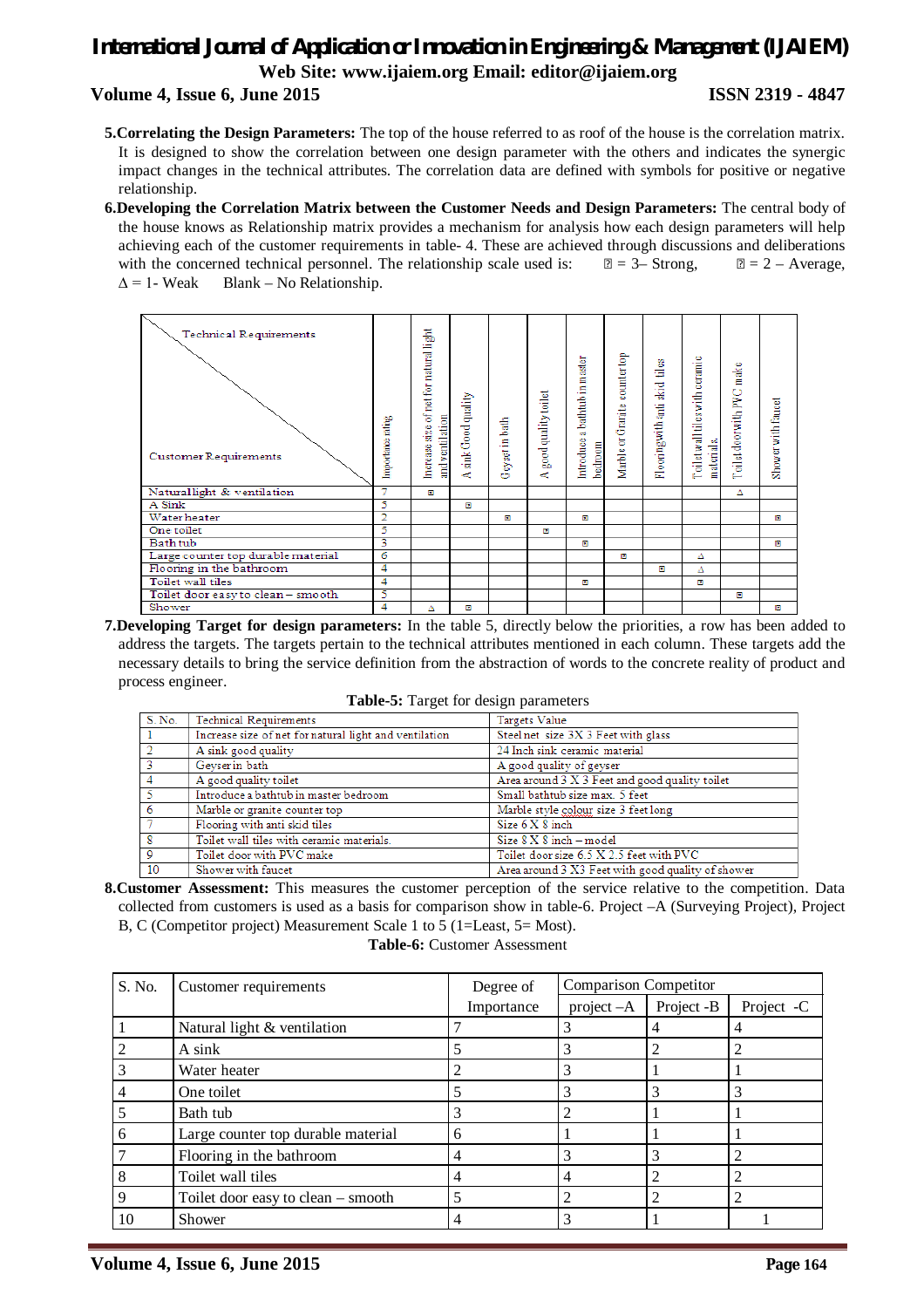**5.Correlating the Design Parameters:** The top of the house referred to as roof of the house is the correlation matrix. It is designed to show the correlation between one design parameter with the others and indicates the synergic impact changes in the technical attributes. The correlation data are defined with symbols for positive or negative relationship.

**6.Developing the Correlation Matrix between the Customer Needs and Design Parameters:** The central body of the house knows as Relationship matrix provides a mechanism for analysis how each design parameters will help achieving each of the customer requirements in table- 4. These are achieved through discussions and deliberations with the concerned technical personnel. The relationship scale used is: ⊡ = 3– Strong, ⊡ = 2 – Average, Δ = 1- Weak Blank – No Relationship.

| Technical Requirements / Customer Requirements | Importance rating | Increase size of net for natural light and ventilation | A sink Good quality | Geyser in bath | A good quality toilet | Introduce a bathtub in master bedroom | Marble or Granite counter top | Flooring with anti skid tiles | Toilet wall tiles with ceramic materials. | Toilet door with PVC make | Shower with faucet |
|---|---|---|---|---|---|---|---|---|---|---|---|
| Natural light & ventilation | 7 | ⊡ | | | | | | | | Δ | |
| A Sink | 5 | | ⊡ | | | | | | | | |
| Water heater | 2 | | | ⊡ | | ⊡ | | | | | ⊡ |
| One toilet | 5 | | | | ⊡ | | | | | | |
| Bath tub | 3 | | | | | ⊡ | | | | | ⊡ |
| Large counter top durable material | 6 | | | | | | ⊡ | | Δ | | |
| Flooring in the bathroom | 4 | | | | | | | ⊡ | Δ | | |
| Toilet wall tiles | 4 | | | | | ⊡ | | | ⊡ | | |
| Toilet door easy to clean – smooth | 5 | | | | | | | | | ⊡ | |
| Shower | 4 | Δ | ⊡ | | | | | | | | ⊡ |

**7.Developing Target for design parameters:** In the table 5, directly below the priorities, a row has been added to address the targets. The targets pertain to the technical attributes mentioned in each column. These targets add the necessary details to bring the service definition from the abstraction of words to the concrete reality of product and process engineer.

**Table-5:** Target for design parameters

| S. No. | Technical Requirements | Targets Value |
|---|---|---|
| 1 | Increase size of net for natural light and ventilation | Steel net size 3X 3 Feet with glass |
| 2 | A sink good quality | 24 Inch sink ceramic material |
| 3 | Geyser in bath | A good quality of geyser |
| 4 | A good quality toilet | Area around 3 X 3 Feet and good quality toilet |
| 5 | Introduce a bathtub in master bedroom | Small bathtub size max. 5 feet |
| 6 | Marble or granite counter top | Marble style colour size 3 feet long |
| 7 | Flooring with anti skid tiles | Size 6 X 8 inch |
| 8 | Toilet wall tiles with ceramic materials. | Size 8 X 8 inch – model |
| 9 | Toilet door with PVC make | Toilet door size 6.5 X 2.5 feet with PVC |
| 10 | Shower with faucet | Area around 3 X3 Feet with good quality of shower |

**8.Customer Assessment:** This measures the customer perception of the service relative to the competition. Data collected from customers is used as a basis for comparison show in table-6. Project –A (Surveying Project), Project B, C (Competitor project) Measurement Scale 1 to 5 (1=Least, 5= Most).

**Table-6:** Customer Assessment

| S. No. | Customer requirements | Degree of Importance | Comparison Competitor | | |
|---|---|---|---|---|---|
| | | | project –A | Project -B | Project -C |
| 1 | Natural light & ventilation | 7 | 3 | 4 | 4 |
| 2 | A sink | 5 | 3 | 2 | 2 |
| 3 | Water heater | 2 | 3 | 1 | 1 |
| 4 | One toilet | 5 | 3 | 3 | 3 |
| 5 | Bath tub | 3 | 2 | 1 | 1 |
| 6 | Large counter top durable material | 6 | 1 | 1 | 1 |
| 7 | Flooring in the bathroom | 4 | 3 | 3 | 2 |
| 8 | Toilet wall tiles | 4 | 4 | 2 | 2 |
| 9 | Toilet door easy to clean – smooth | 5 | 2 | 2 | 2 |
| 10 | Shower | 4 | 3 | 1 | 1 |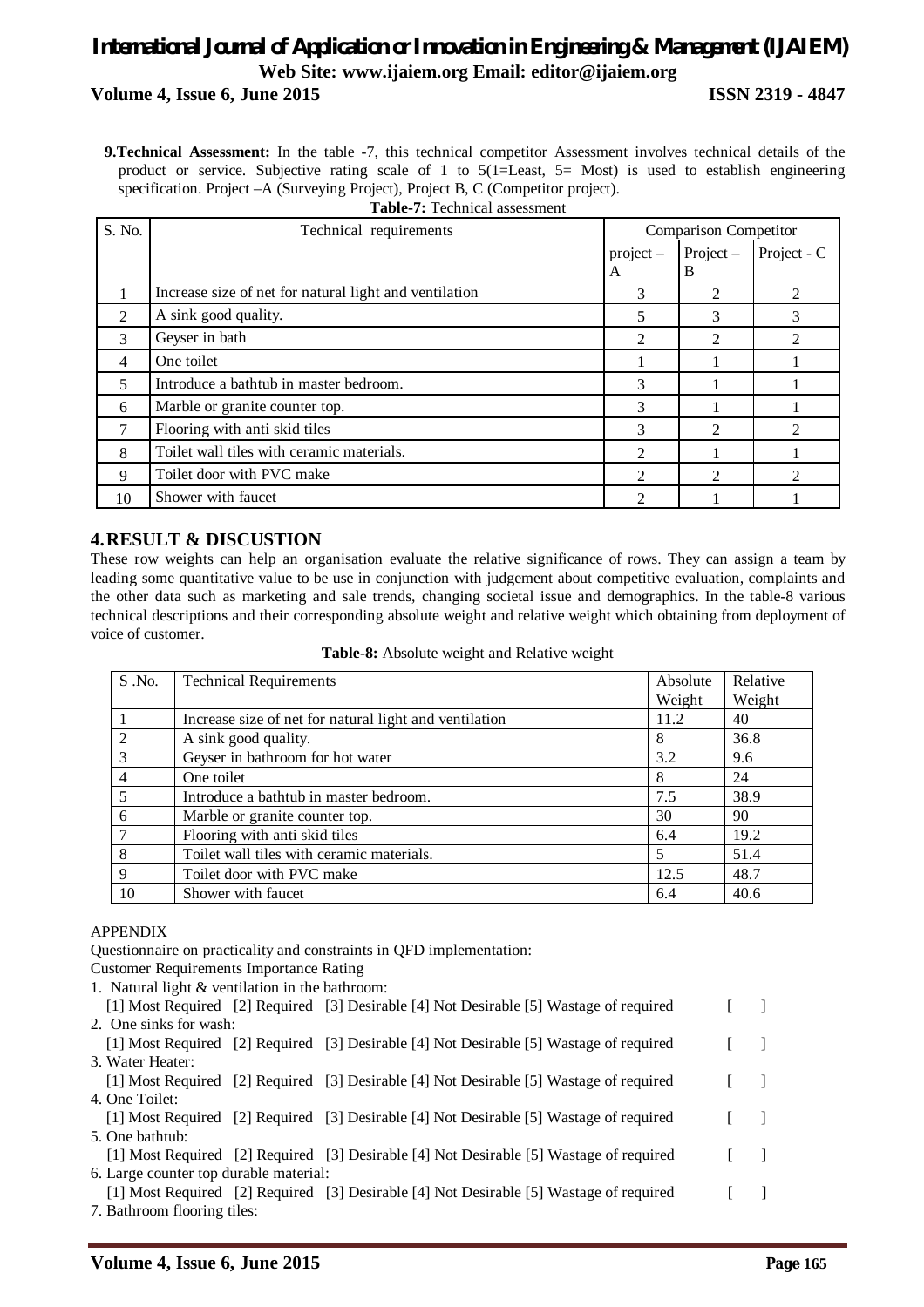**9. Technical Assessment:** In the table -7, this technical competitor Assessment involves technical details of the product or service. Subjective rating scale of 1 to 5(1=Least, 5= Most) is used to establish engineering specification. Project –A (Surveying Project), Project B, C (Competitor project).

**Table-7:** Technical assessment

| S. No. | Technical requirements | Comparison Competitor | | |
|---|---|---|---|---|
| | | project – A | Project – B | Project - C |
| 1 | Increase size of net for natural light and ventilation | 3 | 2 | 2 |
| 2 | A sink good quality. | 5 | 3 | 3 |
| 3 | Geyser in bath | 2 | 2 | 2 |
| 4 | One toilet | 1 | 1 | 1 |
| 5 | Introduce a bathtub in master bedroom. | 3 | 1 | 1 |
| 6 | Marble or granite counter top. | 3 | 1 | 1 |
| 7 | Flooring with anti skid tiles | 3 | 2 | 2 |
| 8 | Toilet wall tiles with ceramic materials. | 2 | 1 | 1 |
| 9 | Toilet door with PVC make | 2 | 2 | 2 |
| 10 | Shower with faucet | 2 | 1 | 1 |

## 4. RESULT & DISCUSTION

These row weights can help an organisation evaluate the relative significance of rows. They can assign a team by leading some quantitative value to be use in conjunction with judgement about competitive evaluation, complaints and the other data such as marketing and sale trends, changing societal issue and demographics. In the table-8 various technical descriptions and their corresponding absolute weight and relative weight which obtaining from deployment of voice of customer.

**Table-8:** Absolute weight and Relative weight

| S .No. | Technical Requirements | Absolute Weight | Relative Weight |
|---|---|---|---|
| 1 | Increase size of net for natural light and ventilation | 11.2 | 40 |
| 2 | A sink good quality. | 8 | 36.8 |
| 3 | Geyser in bathroom for hot water | 3.2 | 9.6 |
| 4 | One toilet | 8 | 24 |
| 5 | Introduce a bathtub in master bedroom. | 7.5 | 38.9 |
| 6 | Marble or granite counter top. | 30 | 90 |
| 7 | Flooring with anti skid tiles | 6.4 | 19.2 |
| 8 | Toilet wall tiles with ceramic materials. | 5 | 51.4 |
| 9 | Toilet door with PVC make | 12.5 | 48.7 |
| 10 | Shower with faucet | 6.4 | 40.6 |

APPENDIX

Questionnaire on practicality and constraints in QFD implementation:

Customer Requirements Importance Rating

1. Natural light & ventilation in the bathroom:
   [1] Most Required [2] Required [3] Desirable [4] Not Desirable [5] Wastage of required [ ]
2. One sinks for wash:
   [1] Most Required [2] Required [3] Desirable [4] Not Desirable [5] Wastage of required [ ]
3. Water Heater:
   [1] Most Required [2] Required [3] Desirable [4] Not Desirable [5] Wastage of required [ ]
4. One Toilet:
   [1] Most Required [2] Required [3] Desirable [4] Not Desirable [5] Wastage of required [ ]
5. One bathtub:
   [1] Most Required [2] Required [3] Desirable [4] Not Desirable [5] Wastage of required [ ]
6. Large counter top durable material:
   [1] Most Required [2] Required [3] Desirable [4] Not Desirable [5] Wastage of required [ ]
7. Bathroom flooring tiles: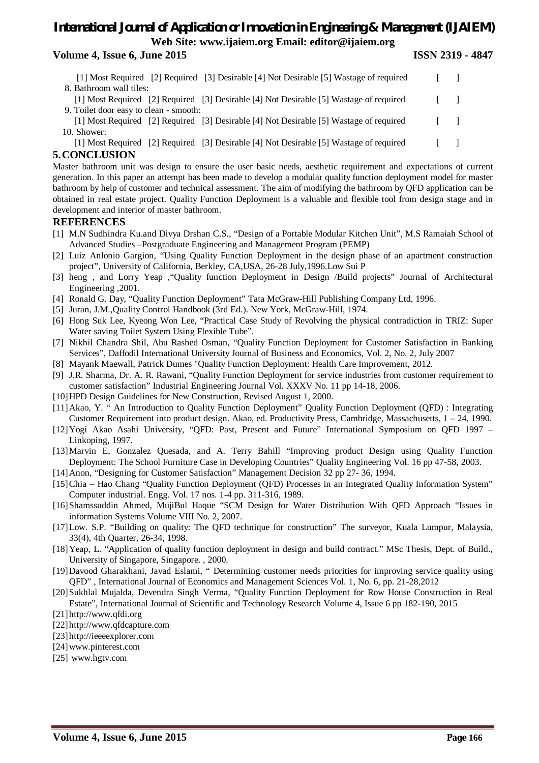[1] Most Required [2] Required [3] Desirable [4] Not Desirable [5] Wastage of required [ ]

8. Bathroom wall tiles:

[1] Most Required [2] Required [3] Desirable [4] Not Desirable [5] Wastage of required [ ]

9. Toilet door easy to clean - smooth:

[1] Most Required [2] Required [3] Desirable [4] Not Desirable [5] Wastage of required [ ]

10. Shower:

[1] Most Required [2] Required [3] Desirable [4] Not Desirable [5] Wastage of required [ ]

## 5. CONCLUSION

Master bathroom unit was design to ensure the user basic needs, aesthetic requirement and expectations of current generation. In this paper an attempt has been made to develop a modular quality function deployment model for master bathroom by help of customer and technical assessment. The aim of modifying the bathroom by QFD application can be obtained in real estate project. Quality Function Deployment is a valuable and flexible tool from design stage and in development and interior of master bathroom.

## REFERENCES

[1] M.N Sudhindra Ku.and Divya Drshan C.S., "Design of a Portable Modular Kitchen Unit", M.S Ramaiah School of Advanced Studies –Postgraduate Engineering and Management Program (PEMP)

[2] Luiz Anlonio Gargion, "Using Quality Function Deployment in the design phase of an apartment construction project", University of California, Berkley, CA,USA, 26-28 July,1996.Low Sui P

[3] heng , and Lorry Yeap ,"Quality function Deployment in Design /Build projects" Journal of Architectural Engineering ,2001.

[4] Ronald G. Day, "Quality Function Deployment" Tata McGraw-Hill Publishing Company Ltd, 1996.

[5] Juran, J.M.,Quality Control Handbook (3rd Ed.). New York, McGraw-Hill, 1974.

[6] Hong Suk Lee, Kyeong Won Lee, "Practical Case Study of Revolving the physical contradiction in TRIZ: Super Water saving Toilet System Using Flexible Tube".

[7] Nikhil Chandra Shil, Abu Rashed Osman, "Quality Function Deployment for Customer Satisfaction in Banking Services", Daffodil International University Journal of Business and Economics, Vol. 2, No. 2, July 2007

[8] Mayank Maewall, Patrick Dumes "Quality Function Deployment: Health Care Improvement, 2012.

[9] J.R. Sharma, Dr. A. R. Rawani, "Quality Function Deployment for service industries from customer requirement to customer satisfaction" Industrial Engineering Journal Vol. XXXV No. 11 pp 14-18, 2006.

[10] HPD Design Guidelines for New Construction, Revised August 1, 2000.

[11] Akao, Y. " An Introduction to Quality Function Deployment" Quality Function Deployment (QFD) : Integrating Customer Requirement into product design. Akao, ed. Productivity Press, Cambridge, Massachusetts, 1 – 24, 1990.

[12] Yogi Akao Asahi University, "QFD: Past, Present and Future" International Symposium on QFD 1997 – Linkoping, 1997.

[13] Marvin E, Gonzalez Quesada, and A. Terry Bahill "Improving product Design using Quality Function Deployment: The School Furniture Case in Developing Countries" Quality Engineering Vol. 16 pp 47-58, 2003.

[14] Anon, "Designing for Customer Satisfaction" Management Decision 32 pp 27- 36, 1994.

[15] Chia – Hao Chang "Quality Function Deployment (QFD) Processes in an Integrated Quality Information System" Computer industrial. Engg. Vol. 17 nos. 1-4 pp. 311-316, 1989.

[16] Shamssuddin Ahmed, MujiBul Haque "SCM Design for Water Distribution With QFD Approach "Issues in information Systems Volume VIII No. 2, 2007.

[17] Low. S.P. "Building on quality: The QFD technique for construction" The surveyor, Kuala Lumpur, Malaysia, 33(4), 4th Quarter, 26-34, 1998.

[18] Yeap, L. "Application of quality function deployment in design and build contract." MSc Thesis, Dept. of Build., University of Singapore, Singapore. , 2000.

[19] Davood Gharakhani, Javad Eslami, " Determining customer needs priorities for improving service quality using QFD" , International Journal of Economics and Management Sciences Vol. 1, No. 6, pp. 21-28,2012

[20] Sukhlal Mujalda, Devendra Singh Verma, "Quality Function Deployment for Row House Construction in Real Estate", International Journal of Scientific and Technology Research Volume 4, Issue 6 pp 182-190, 2015

[21] http://www.qfdi.org

[22] http://www.qfdcapture.com

[23] http://ieeeexplorer.com

[24] www.pinterest.com

[25] www.hgtv.com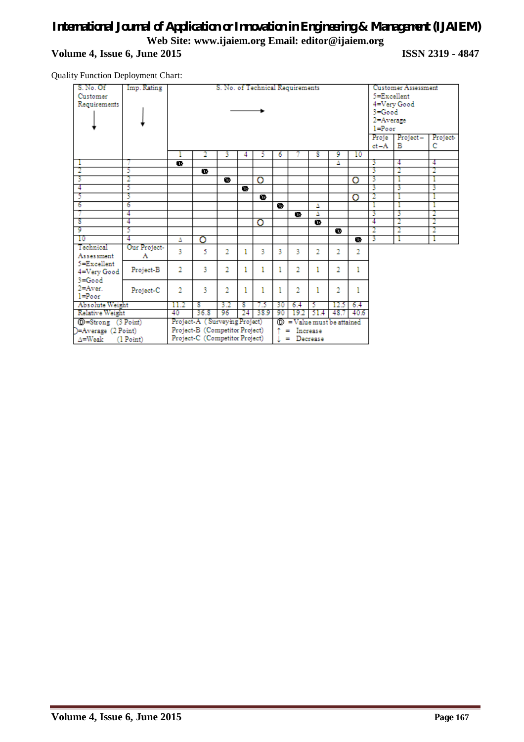Quality Function Deployment Chart:

| S. No. Of Customer Requirements ↓ | Imp. Rating ↓ | S. No. of Technical Requirements → | | | | | | | | | | Customer Assessment 5=Excellent 4=Very Good 3=Good 2=Average 1=Poor | | |
|---|---|---|---|---|---|---|---|---|---|---|---|---|---|---|
| | | 1 | 2 | 3 | 4 | 5 | 6 | 7 | 8 | 9 | 10 | Project–A | Project–B | Project-C |
| 1 | 7 | ⓪ | | | | | | | | Δ | | 3 | 4 | 4 |
| 2 | 5 | | ⓪ | | | | | | | | | 3 | 2 | 2 |
| 3 | 2 | | | ⓪ | | O | | | | | O | 3 | 1 | 1 |
| 4 | 5 | | | | ⓪ | | | | | | | 3 | 3 | 3 |
| 5 | 3 | | | | | ⓪ | | | | | O | 2 | 1 | 1 |
| 6 | 6 | | | | | | ⓪ | | Δ | | | 1 | 1 | 1 |
| 7 | 4 | | | | | | | ⓪ | Δ | | | 3 | 3 | 2 |
| 8 | 4 | | | | | O | | | ⓪ | | | 4 | 2 | 2 |
| 9 | 5 | | | | | | | | | ⓪ | | 2 | 2 | 2 |
| 10 | 4 | Δ | O | | | | | | | | ⓪ | 3 | 1 | 1 |
| Technical Assessment 5=Excellent 4=Very Good 3=Good 2=Aver. 1=Poor | Our Project-A | 3 | 5 | 2 | 1 | 3 | 3 | 3 | 2 | 2 | 2 | | | |
| | Project-B | 2 | 3 | 2 | 1 | 1 | 1 | 2 | 1 | 2 | 1 | | | |
| | Project-C | 2 | 3 | 2 | 1 | 1 | 1 | 2 | 1 | 2 | 1 | | | |
| Absolute Weight | | 11.2 | 8 | 3.2 | 8 | 7.5 | 30 | 6.4 | 5 | 12.5 | 6.4 | | | |
| Relative Weight | | 40 | 36.8 | 96 | 24 | 38.9 | 90 | 19.2 | 51.4 | 48.7 | 40.6 | | | |

⓪=Strong (3 Point)
O=Average (2 Point)
Δ=Weak (1 Point)

Project-A (Surveying Project)
Project-B (Competitor Project)
Project-C (Competitor Project)

⓪ = Value must be attained
↑ = Increase
↓ = Decrease